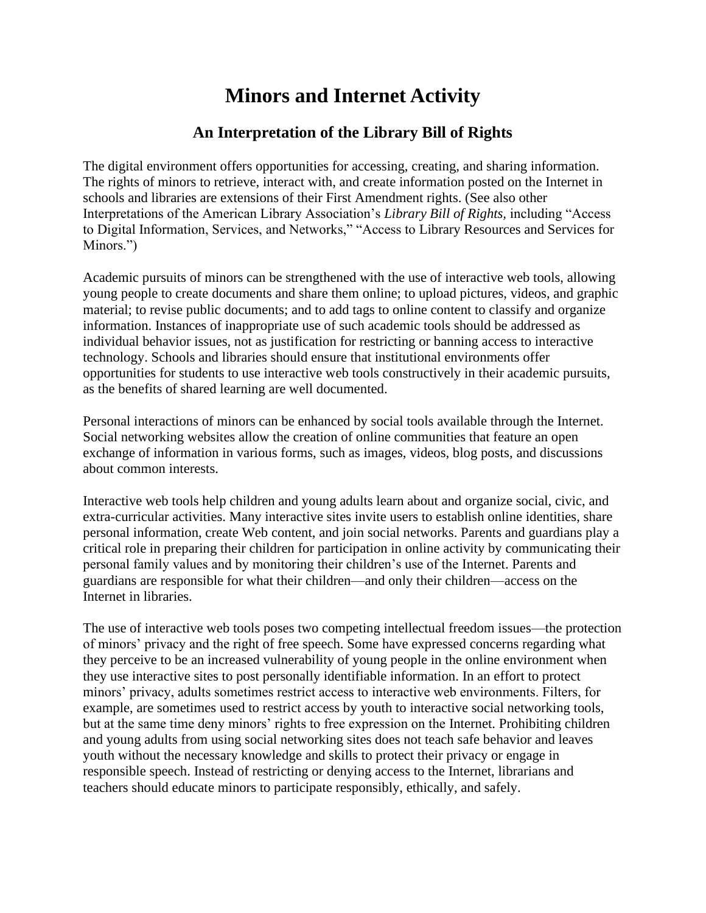# Minors and Internet Activity

## An Interpretation of the Library Bill of Rights

The digital environment offers opportunities for accessing, creating, and sharing information. The rights of minors to retrieve, interact with, and create information posted on the Internet in schools and libraries are extensions of their First Amendment rights. (See also other Interpretations of the American Library Association's *Library Bill of Rights,* including "Access to Digital Information, Services, and Networks," "Access to Library Resources and Services for Minors.")

Academic pursuits of minors can be strengthened with the use of interactive web tools, allowing young people to create documents and share them online; to upload pictures, videos, and graphic material; to revise public documents; and to add tags to online content to classify and organize information. Instances of inappropriate use of such academic tools should be addressed as individual behavior issues, not as justification for restricting or banning access to interactive technology. Schools and libraries should ensure that institutional environments offer opportunities for students to use interactive web tools constructively in their academic pursuits, as the benefits of shared learning are well documented.

Personal interactions of minors can be enhanced by social tools available through the Internet. Social networking websites allow the creation of online communities that feature an open exchange of information in various forms, such as images, videos, blog posts, and discussions about common interests.

Interactive web tools help children and young adults learn about and organize social, civic, and extra-curricular activities. Many interactive sites invite users to establish online identities, share personal information, create Web content, and join social networks. Parents and guardians play a critical role in preparing their children for participation in online activity by communicating their personal family values and by monitoring their children's use of the Internet. Parents and guardians are responsible for what their children—and only their children—access on the Internet in libraries.

The use of interactive web tools poses two competing intellectual freedom issues—the protection of minors' privacy and the right of free speech. Some have expressed concerns regarding what they perceive to be an increased vulnerability of young people in the online environment when they use interactive sites to post personally identifiable information. In an effort to protect minors' privacy, adults sometimes restrict access to interactive web environments. Filters, for example, are sometimes used to restrict access by youth to interactive social networking tools, but at the same time deny minors' rights to free expression on the Internet. Prohibiting children and young adults from using social networking sites does not teach safe behavior and leaves youth without the necessary knowledge and skills to protect their privacy or engage in responsible speech. Instead of restricting or denying access to the Internet, librarians and teachers should educate minors to participate responsibly, ethically, and safely.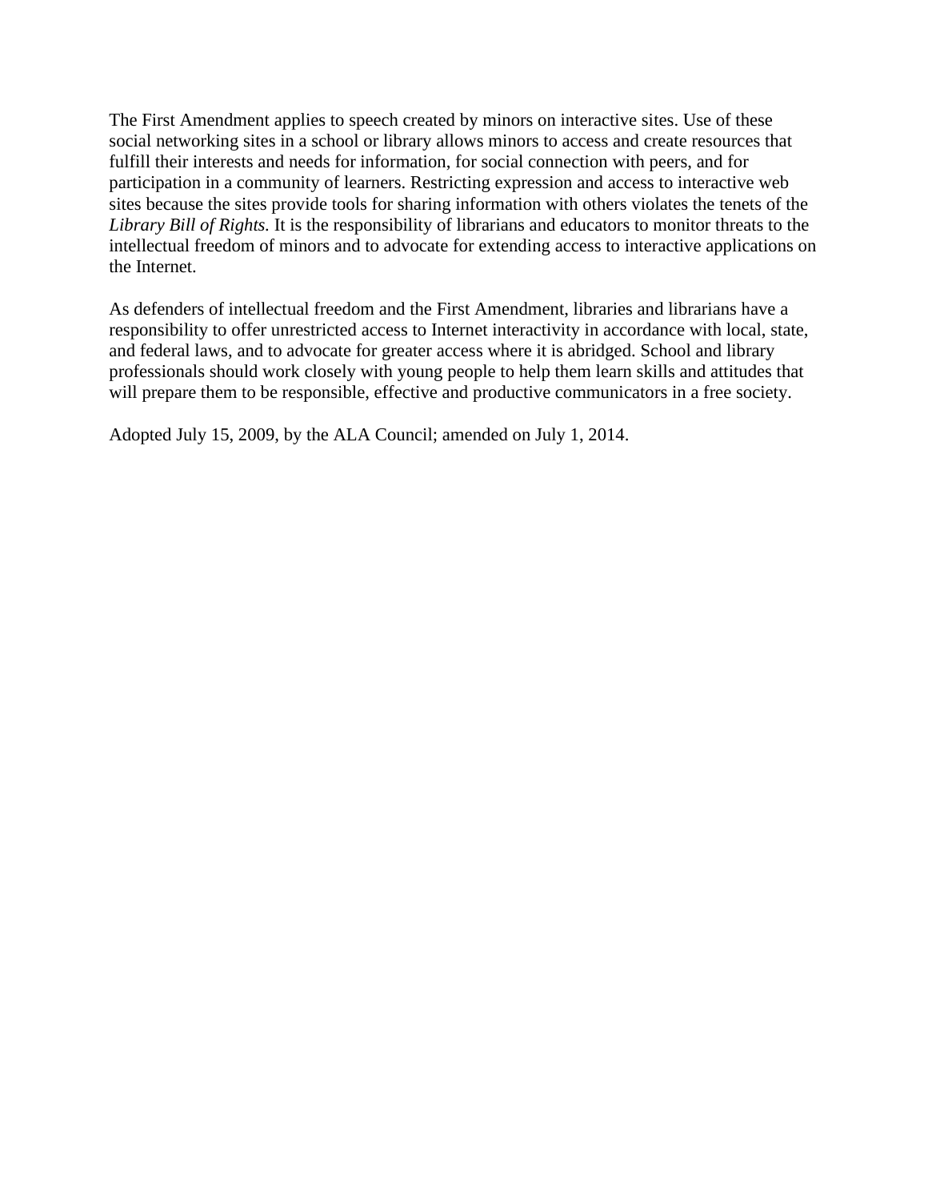The First Amendment applies to speech created by minors on interactive sites. Use of these social networking sites in a school or library allows minors to access and create resources that fulfill their interests and needs for information, for social connection with peers, and for participation in a community of learners. Restricting expression and access to interactive web sites because the sites provide tools for sharing information with others violates the tenets of the *Library Bill of Rights.* It is the responsibility of librarians and educators to monitor threats to the intellectual freedom of minors and to advocate for extending access to interactive applications on the Internet.

As defenders of intellectual freedom and the First Amendment, libraries and librarians have a responsibility to offer unrestricted access to Internet interactivity in accordance with local, state, and federal laws, and to advocate for greater access where it is abridged. School and library professionals should work closely with young people to help them learn skills and attitudes that will prepare them to be responsible, effective and productive communicators in a free society.

Adopted July 15, 2009, by the ALA Council; amended on July 1, 2014.